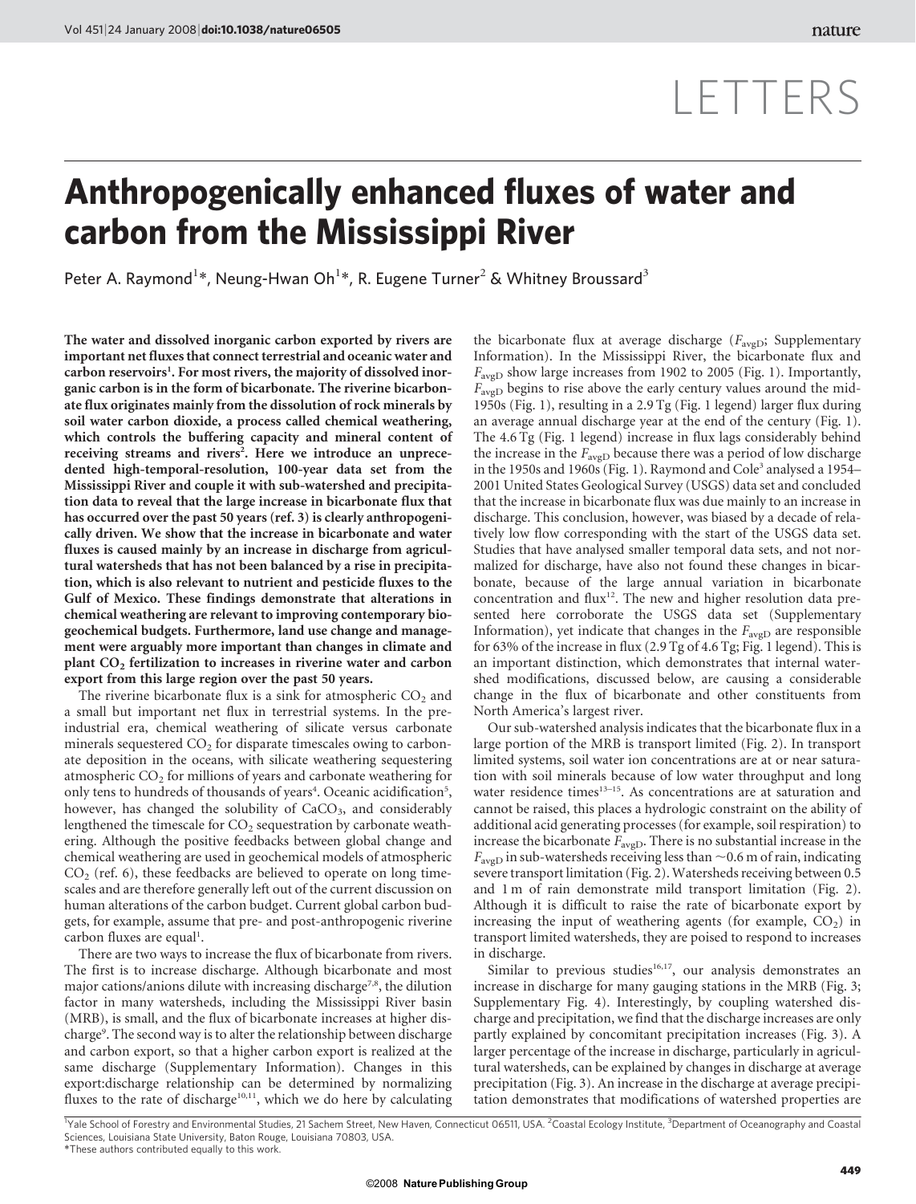# LETTERS

# Anthropogenically enhanced fluxes of water and carbon from the Mississippi River

Peter A. Raymond[1]*, Neung-Hwan Oh[1]*, R. Eugene Turner[2] & Whitney Broussard[3]

**The water and dissolved inorganic carbon exported by rivers are important net fluxes that connect terrestrial and oceanic water and carbon reservoirs[1]. For most rivers, the majority of dissolved inorganic carbon is in the form of bicarbonate. The riverine bicarbonate flux originates mainly from the dissolution of rock minerals by soil water carbon dioxide, a process called chemical weathering, which controls the buffering capacity and mineral content of receiving streams and rivers[2]. Here we introduce an unprecedented high-temporal-resolution, 100-year data set from the Mississippi River and couple it with sub-watershed and precipitation data to reveal that the large increase in bicarbonate flux that has occurred over the past 50 years (ref. 3) is clearly anthropogenically driven. We show that the increase in bicarbonate and water fluxes is caused mainly by an increase in discharge from agricultural watersheds that has not been balanced by a rise in precipitation, which is also relevant to nutrient and pesticide fluxes to the Gulf of Mexico. These findings demonstrate that alterations in chemical weathering are relevant to improving contemporary biogeochemical budgets. Furthermore, land use change and management were arguably more important than changes in climate and plant $CO_2$ fertilization to increases in riverine water and carbon export from this large region over the past 50 years.**

The riverine bicarbonate flux is a sink for atmospheric $CO_2$ and a small but important net flux in terrestrial systems. In the pre-industrial era, chemical weathering of silicate versus carbonate minerals sequestered $CO_2$ for disparate timescales owing to carbonate deposition in the oceans, with silicate weathering sequestering atmospheric $CO_2$ for millions of years and carbonate weathering for only tens to hundreds of thousands of years[4]. Oceanic acidification[5], however, has changed the solubility of $CaCO_3$, and considerably lengthened the timescale for $CO_2$ sequestration by carbonate weathering. Although the positive feedbacks between global change and chemical weathering are used in geochemical models of atmospheric $CO_2$ (ref. 6), these feedbacks are believed to operate on long timescales and are therefore generally left out of the current discussion on human alterations of the carbon budget. Current global carbon budgets, for example, assume that pre- and post-anthropogenic riverine carbon fluxes are equal[1].

There are two ways to increase the flux of bicarbonate from rivers. The first is to increase discharge. Although bicarbonate and most major cations/anions dilute with increasing discharge[7,8], the dilution factor in many watersheds, including the Mississippi River basin (MRB), is small, and the flux of bicarbonate increases at higher discharge[9]. The second way is to alter the relationship between discharge and carbon export, so that a higher carbon export is realized at the same discharge (Supplementary Information). Changes in this export:discharge relationship can be determined by normalizing fluxes to the rate of discharge[10,11], which we do here by calculating the bicarbonate flux at average discharge ($F_{avgD}$; Supplementary Information). In the Mississippi River, the bicarbonate flux and $F_{avgD}$ show large increases from 1902 to 2005 (Fig. 1). Importantly, $F_{avgD}$ begins to rise above the early century values around the mid-1950s (Fig. 1), resulting in a 2.9 Tg (Fig. 1 legend) larger flux during an average annual discharge year at the end of the century (Fig. 1). The 4.6 Tg (Fig. 1 legend) increase in flux lags considerably behind the increase in the $F_{avgD}$ because there was a period of low discharge in the 1950s and 1960s (Fig. 1). Raymond and Cole[3] analysed a 1954–2001 United States Geological Survey (USGS) data set and concluded that the increase in bicarbonate flux was due mainly to an increase in discharge. This conclusion, however, was biased by a decade of relatively low flow corresponding with the start of the USGS data set. Studies that have analysed smaller temporal data sets, and not normalized for discharge, have also not found these changes in bicarbonate, because of the large annual variation in bicarbonate concentration and flux[12]. The new and higher resolution data presented here corroborate the USGS data set (Supplementary Information), yet indicate that changes in the $F_{avgD}$ are responsible for 63% of the increase in flux (2.9 Tg of 4.6 Tg; Fig. 1 legend). This is an important distinction, which demonstrates that internal watershed modifications, discussed below, are causing a considerable change in the flux of bicarbonate and other constituents from North America's largest river.

Our sub-watershed analysis indicates that the bicarbonate flux in a large portion of the MRB is transport limited (Fig. 2). In transport limited systems, soil water ion concentrations are at or near saturation with soil minerals because of low water throughput and long water residence times[13–15]. As concentrations are at saturation and cannot be raised, this places a hydrologic constraint on the ability of additional acid generating processes (for example, soil respiration) to increase the bicarbonate $F_{avgD}$. There is no substantial increase in the $F_{avgD}$ in sub-watersheds receiving less than ~0.6 m of rain, indicating severe transport limitation (Fig. 2). Watersheds receiving between 0.5 and 1 m of rain demonstrate mild transport limitation (Fig. 2). Although it is difficult to raise the rate of bicarbonate export by increasing the input of weathering agents (for example, $CO_2$) in transport limited watersheds, they are poised to respond to increases in discharge.

Similar to previous studies[16,17], our analysis demonstrates an increase in discharge for many gauging stations in the MRB (Fig. 3; Supplementary Fig. 4). Interestingly, by coupling watershed discharge and precipitation, we find that the discharge increases are only partly explained by concomitant precipitation increases (Fig. 3). A larger percentage of the increase in discharge, particularly in agricultural watersheds, can be explained by changes in discharge at average precipitation (Fig. 3). An increase in the discharge at average precipitation demonstrates that modifications of watershed properties are

[1]Yale School of Forestry and Environmental Studies, 21 Sachem Street, New Haven, Connecticut 06511, USA. [2]Coastal Ecology Institute, [3]Department of Oceanography and Coastal Sciences, Louisiana State University, Baton Rouge, Louisiana 70803, USA.
*These authors contributed equally to this work.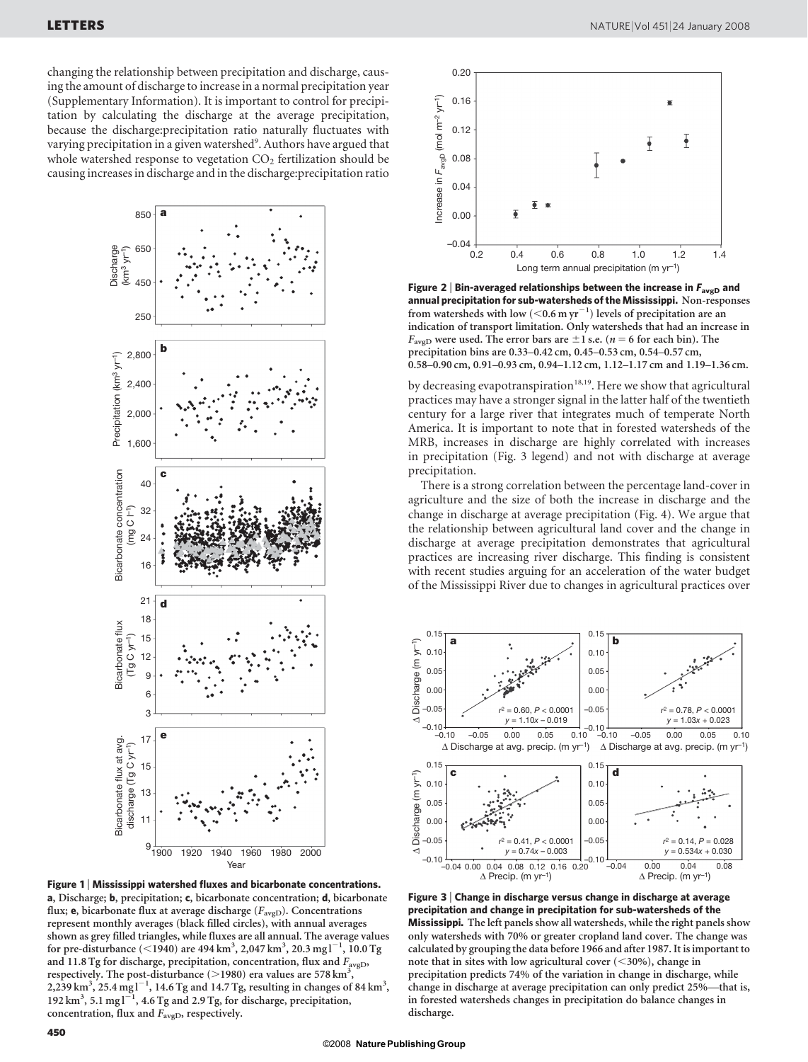changing the relationship between precipitation and discharge, causing the amount of discharge to increase in a normal precipitation year (Supplementary Information). It is important to control for precipitation by calculating the discharge at the average precipitation, because the discharge:precipitation ratio naturally fluctuates with varying precipitation in a given watershed[9]. Authors have argued that whole watershed response to vegetation $CO_2$ fertilization should be causing increases in discharge and in the discharge:precipitation ratio by decreasing evapotranspiration[18,19]. Here we show that agricultural practices may have a stronger signal in the latter half of the twentieth century for a large river that integrates much of temperate North America. It is important to note that in forested watersheds of the MRB, increases in discharge are highly correlated with increases in precipitation (Fig. 3 legend) and not with discharge at average precipitation.

There is a strong correlation between the percentage land-cover in agriculture and the size of both the increase in discharge and the change in discharge at average precipitation (Fig. 4). We argue that the relationship between agricultural land cover and the change in discharge at average precipitation demonstrates that agricultural practices are increasing river discharge. This finding is consistent with recent studies arguing for an acceleration of the water budget of the Mississippi River due to changes in agricultural practices over

**Figure 1 | Mississippi watershed fluxes and bicarbonate concentrations.** **a**, Discharge; **b**, precipitation; **c**, bicarbonate concentration; **d**, bicarbonate flux; **e**, bicarbonate flux at average discharge ($F_{avgD}$). Concentrations represent monthly averages (black filled circles), with annual averages shown as grey filled triangles, while fluxes are all annual. The average values for pre-disturbance (<1940) are 494 $km^3$, 2,047 $km^3$, 20.3 mg $l^{-1}$, 10.0 Tg and 11.8 Tg for discharge, precipitation, concentration, flux and $F_{avgD}$, respectively. The post-disturbance (>1980) era values are 578 $km^3$, 2,239 $km^3$, 25.4 mg $l^{-1}$, 14.6 Tg and 14.7 Tg, resulting in changes of 84 $km^3$, 192 $km^3$, 5.1 mg $l^{-1}$, 4.6 Tg and 2.9 Tg, for discharge, precipitation, concentration, flux and $F_{avgD}$, respectively.

**Figure 2 | Bin-averaged relationships between the increase in $F_{avgD}$ and annual precipitation for sub-watersheds of the Mississippi.** Non-responses from watersheds with low (<0.6 m $yr^{-1}$) levels of precipitation are an indication of transport limitation. Only watersheds that had an increase in $F_{avgD}$ were used. The error bars are ±1 s.e. ($n = 6$ for each bin). The precipitation bins are 0.33–0.42 cm, 0.45–0.53 cm, 0.54–0.57 cm, 0.58–0.90 cm, 0.91–0.93 cm, 0.94–1.12 cm, 1.12–1.17 cm and 1.19–1.36 cm.

**Figure 3 | Change in discharge versus change in discharge at average precipitation and change in precipitation for sub-watersheds of the Mississippi.** The left panels show all watersheds, while the right panels show only watersheds with 70% or greater cropland land cover. The change was calculated by grouping the data before 1966 and after 1987. It is important to note that in sites with low agricultural cover (<30%), change in precipitation predicts 74% of the variation in change in discharge, while change in discharge at average precipitation can only predict 25%—that is, in forested watersheds changes in precipitation do balance changes in discharge.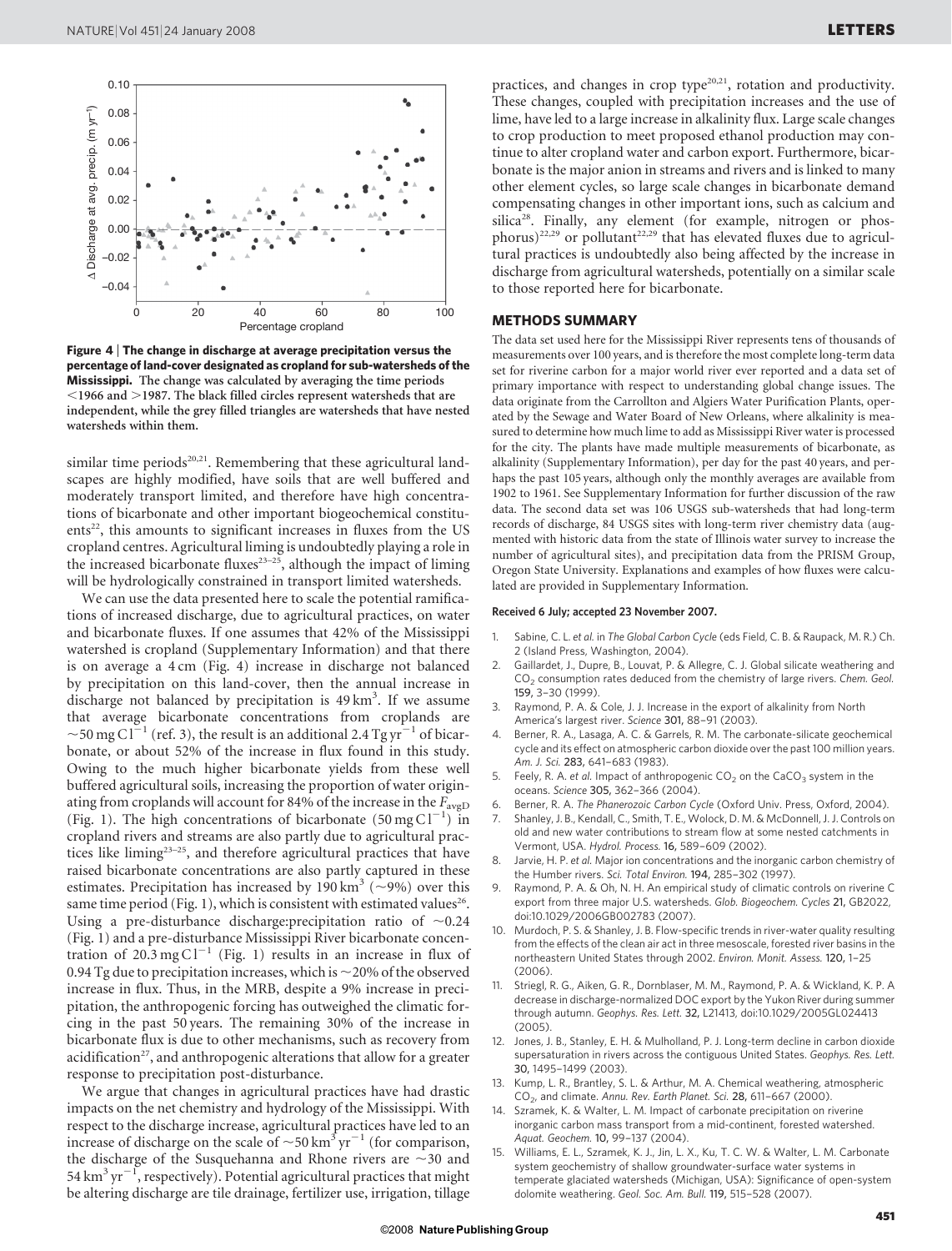Figure 4 | The change in discharge at average precipitation versus the percentage of land-cover designated as cropland for sub-watersheds of the Mississippi. The change was calculated by averaging the time periods <1966 and >1987. The black filled circles represent watersheds that are independent, while the grey filled triangles are watersheds that have nested watersheds within them.

similar time periods[20,21]. Remembering that these agricultural landscapes are highly modified, have soils that are well buffered and moderately transport limited, and therefore have high concentrations of bicarbonate and other important biogeochemical constituents[22], this amounts to significant increases in fluxes from the US cropland centres. Agricultural liming is undoubtedly playing a role in the increased bicarbonate fluxes[23–25], although the impact of liming will be hydrologically constrained in transport limited watersheds.

We can use the data presented here to scale the potential ramifications of increased discharge, due to agricultural practices, on water and bicarbonate fluxes. If one assumes that 42% of the Mississippi watershed is cropland (Supplementary Information) and that there is on average a 4 cm (Fig. 4) increase in discharge not balanced by precipitation on this land-cover, then the annual increase in discharge not balanced by precipitation is 49 $km^3$. If we assume that average bicarbonate concentrations from croplands are $\sim$50 mg C $l^{-1}$ (ref. 3), the result is an additional 2.4 Tg $yr^{-1}$ of bicarbonate, or about 52% of the increase in flux found in this study. Owing to the much higher bicarbonate yields from these well buffered agricultural soils, increasing the proportion of water originating from croplands will account for 84% of the increase in the $F_{avgD}$ (Fig. 1). The high concentrations of bicarbonate (50 mg C $l^{-1}$) in cropland rivers and streams are also partly due to agricultural practices like liming[23–25], and therefore agricultural practices that have raised bicarbonate concentrations are also partly captured in these estimates. Precipitation has increased by 190 $km^3$ ($\sim$9%) over this same time period (Fig. 1), which is consistent with estimated values[26]. Using a pre-disturbance discharge:precipitation ratio of $\sim$0.24 (Fig. 1) and a pre-disturbance Mississippi River bicarbonate concentration of 20.3 mg C $l^{-1}$ (Fig. 1) results in an increase in flux of 0.94 Tg due to precipitation increases, which is $\sim$20% of the observed increase in flux. Thus, in the MRB, despite a 9% increase in precipitation, the anthropogenic forcing has outweighed the climatic forcing in the past 50 years. The remaining 30% of the increase in bicarbonate flux is due to other mechanisms, such as recovery from acidification[27], and anthropogenic alterations that allow for a greater response to precipitation post-disturbance.

We argue that changes in agricultural practices have had drastic impacts on the net chemistry and hydrology of the Mississippi. With respect to the discharge increase, agricultural practices have led to an increase of discharge on the scale of $\sim$50 $km^3$ $yr^{-1}$ (for comparison, the discharge of the Susquehanna and Rhone rivers are $\sim$30 and 54 $km^3$ $yr^{-1}$, respectively). Potential agricultural practices that might be altering discharge are tile drainage, fertilizer use, irrigation, tillage practices, and changes in crop type[20,21], rotation and productivity. These changes, coupled with precipitation increases and the use of lime, have led to a large increase in alkalinity flux. Large scale changes to crop production to meet proposed ethanol production may continue to alter cropland water and carbon export. Furthermore, bicarbonate is the major anion in streams and rivers and is linked to many other element cycles, so large scale changes in bicarbonate demand compensating changes in other important ions, such as calcium and silica[28]. Finally, any element (for example, nitrogen or phosphorus)[22,29] or pollutant[22,29] that has elevated fluxes due to agricultural practices is undoubtedly also being affected by the increase in discharge from agricultural watersheds, potentially on a similar scale to those reported here for bicarbonate.

## METHODS SUMMARY

The data set used here for the Mississippi River represents tens of thousands of measurements over 100 years, and is therefore the most complete long-term data set for riverine carbon for a major world river ever reported and a data set of primary importance with respect to understanding global change issues. The data originate from the Carrollton and Algiers Water Purification Plants, operated by the Sewage and Water Board of New Orleans, where alkalinity is measured to determine how much lime to add as Mississippi River water is processed for the city. The plants have made multiple measurements of bicarbonate, as alkalinity (Supplementary Information), per day for the past 40 years, and perhaps the past 105 years, although only the monthly averages are available from 1902 to 1961. See Supplementary Information for further discussion of the raw data. The second data set was 106 USGS sub-watersheds that had long-term records of discharge, 84 USGS sites with long-term river chemistry data (augmented with historic data from the state of Illinois water survey to increase the number of agricultural sites), and precipitation data from the PRISM Group, Oregon State University. Explanations and examples of how fluxes were calculated are provided in Supplementary Information.

**Received 6 July; accepted 23 November 2007.**

1. Sabine, C. L. *et al.* in *The Global Carbon Cycle* (eds Field, C. B. & Raupack, M. R.) Ch. 2 (Island Press, Washington, 2004).
2. Gaillardet, J., Dupre, B., Louvat, P. & Allegre, C. J. Global silicate weathering and $CO_2$ consumption rates deduced from the chemistry of large rivers. *Chem. Geol.* 159, 3–30 (1999).
3. Raymond, P. A. & Cole, J. J. Increase in the export of alkalinity from North America's largest river. *Science* 301, 88–91 (2003).
4. Berner, R. A., Lasaga, A. C. & Garrels, R. M. The carbonate-silicate geochemical cycle and its effect on atmospheric carbon dioxide over the past 100 million years. *Am. J. Sci.* 283, 641–683 (1983).
5. Feely, R. A. *et al.* Impact of anthropogenic $CO_2$ on the $CaCO_3$ system in the oceans. *Science* 305, 362–366 (2004).
6. Berner, R. A. *The Phanerozoic Carbon Cycle* (Oxford Univ. Press, Oxford, 2004).
7. Shanley, J. B., Kendall, C., Smith, T. E., Wolock, D. M. & McDonnell, J. J. Controls on old and new water contributions to stream flow at some nested catchments in Vermont, USA. *Hydrol. Process.* 16, 589–609 (2002).
8. Jarvie, H. P. *et al.* Major ion concentrations and the inorganic carbon chemistry of the Humber rivers. *Sci. Total Environ.* 194, 285–302 (1997).
9. Raymond, P. A. & Oh, N. H. An empirical study of climatic controls on riverine C export from three major U.S. watersheds. *Glob. Biogeochem. Cycles* 21, GB2022, doi:10.1029/2006GB002783 (2007).
10. Murdoch, P. S. & Shanley, J. B. Flow-specific trends in river-water quality resulting from the effects of the clean air act in three mesoscale, forested river basins in the northeastern United States through 2002. *Environ. Monit. Assess.* 120, 1–25 (2006).
11. Striegl, R. G., Aiken, G. R., Dornblaser, M. M., Raymond, P. A. & Wickland, K. P. A decrease in discharge-normalized DOC export by the Yukon River during summer through autumn. *Geophys. Res. Lett.* 32, L21413, doi:10.1029/2005GL024413 (2005).
12. Jones, J. B., Stanley, E. H. & Mulholland, P. J. Long-term decline in carbon dioxide supersaturation in rivers across the contiguous United States. *Geophys. Res. Lett.* 30, 1495–1499 (2003).
13. Kump, L. R., Brantley, S. L. & Arthur, M. A. Chemical weathering, atmospheric $CO_2$, and climate. *Annu. Rev. Earth Planet. Sci.* 28, 611–667 (2000).
14. Szramek, K. & Walter, L. M. Impact of carbonate precipitation on riverine inorganic carbon mass transport from a mid-continent, forested watershed. *Aquat. Geochem.* 10, 99–137 (2004).
15. Williams, E. L., Szramek, K. J., Jin, L. X., Ku, T. C. W. & Walter, L. M. Carbonate system geochemistry of shallow groundwater-surface water systems in temperate glaciated watersheds (Michigan, USA): Significance of open-system dolomite weathering. *Geol. Soc. Am. Bull.* 119, 515–528 (2007).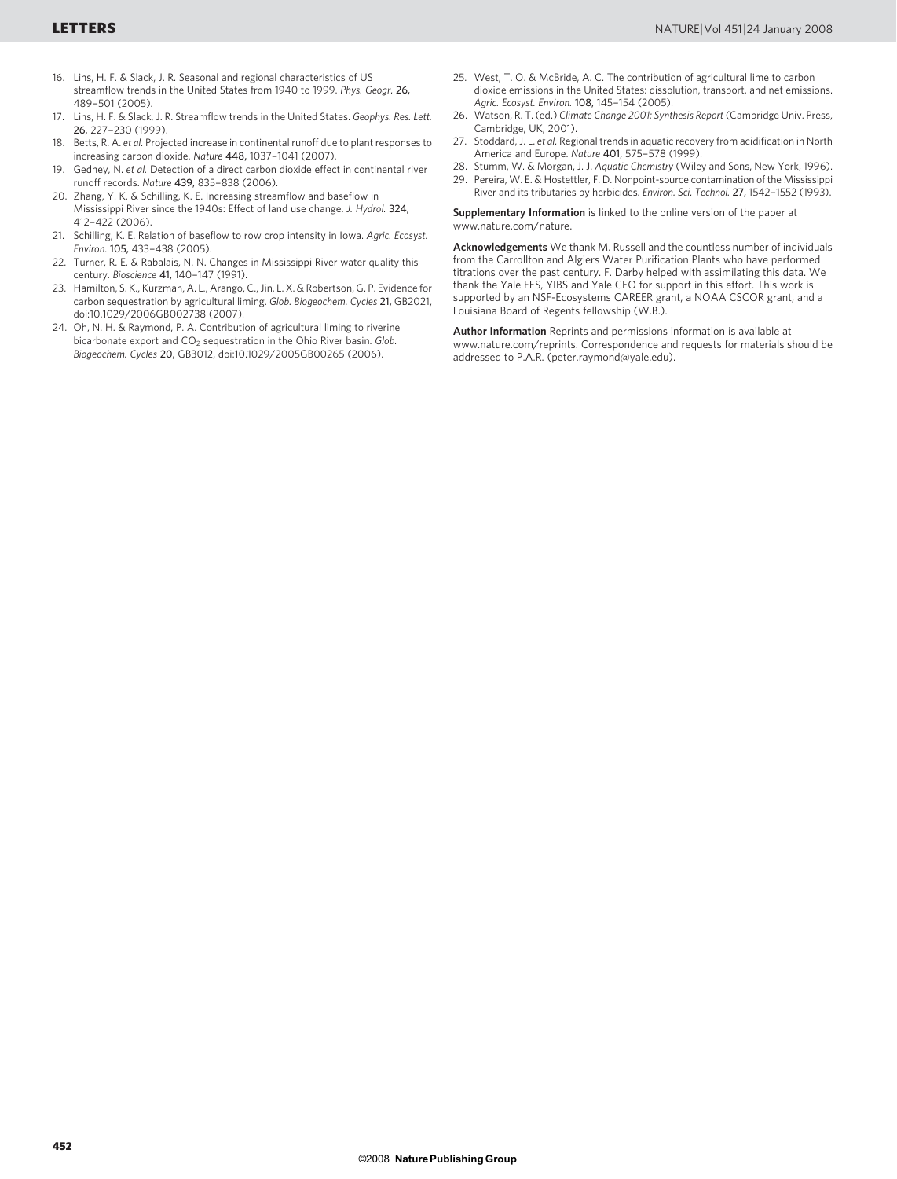16. Lins, H. F. & Slack, J. R. Seasonal and regional characteristics of US streamflow trends in the United States from 1940 to 1999. *Phys. Geogr.* **26,** 489–501 (2005).
17. Lins, H. F. & Slack, J. R. Streamflow trends in the United States. *Geophys. Res. Lett.* **26,** 227–230 (1999).
18. Betts, R. A. *et al.* Projected increase in continental runoff due to plant responses to increasing carbon dioxide. *Nature* **448,** 1037–1041 (2007).
19. Gedney, N. *et al.* Detection of a direct carbon dioxide effect in continental river runoff records. *Nature* **439,** 835–838 (2006).
20. Zhang, Y. K. & Schilling, K. E. Increasing streamflow and baseflow in Mississippi River since the 1940s: Effect of land use change. *J. Hydrol.* **324,** 412–422 (2006).
21. Schilling, K. E. Relation of baseflow to row crop intensity in Iowa. *Agric. Ecosyst. Environ.* **105,** 433–438 (2005).
22. Turner, R. E. & Rabalais, N. N. Changes in Mississippi River water quality this century. *Bioscience* **41,** 140–147 (1991).
23. Hamilton, S. K., Kurzman, A. L., Arango, C., Jin, L. X. & Robertson, G. P. Evidence for carbon sequestration by agricultural liming. *Glob. Biogeochem. Cycles* **21,** GB2021, doi:10.1029/2006GB002738 (2007).
24. Oh, N. H. & Raymond, P. A. Contribution of agricultural liming to riverine bicarbonate export and $CO_2$ sequestration in the Ohio River basin. *Glob. Biogeochem. Cycles* **20,** GB3012, doi:10.1029/2005GB00265 (2006).
25. West, T. O. & McBride, A. C. The contribution of agricultural lime to carbon dioxide emissions in the United States: dissolution, transport, and net emissions. *Agric. Ecosyst. Environ.* **108,** 145–154 (2005).
26. Watson, R. T. (ed.) *Climate Change 2001: Synthesis Report* (Cambridge Univ. Press, Cambridge, UK, 2001).
27. Stoddard, J. L. *et al.* Regional trends in aquatic recovery from acidification in North America and Europe. *Nature* **401,** 575–578 (1999).
28. Stumm, W. & Morgan, J. J. *Aquatic Chemistry* (Wiley and Sons, New York, 1996).
29. Pereira, W. E. & Hostettler, F. D. Nonpoint-source contamination of the Mississippi River and its tributaries by herbicides. *Environ. Sci. Technol.* **27,** 1542–1552 (1993).

**Supplementary Information** is linked to the online version of the paper at www.nature.com/nature.

**Acknowledgements** We thank M. Russell and the countless number of individuals from the Carrollton and Algiers Water Purification Plants who have performed titrations over the past century. F. Darby helped with assimilating this data. We thank the Yale FES, YIBS and Yale CEO for support in this effort. This work is supported by an NSF-Ecosystems CAREER grant, a NOAA CSCOR grant, and a Louisiana Board of Regents fellowship (W.B.).

**Author Information** Reprints and permissions information is available at www.nature.com/reprints. Correspondence and requests for materials should be addressed to P.A.R. (peter.raymond@yale.edu).